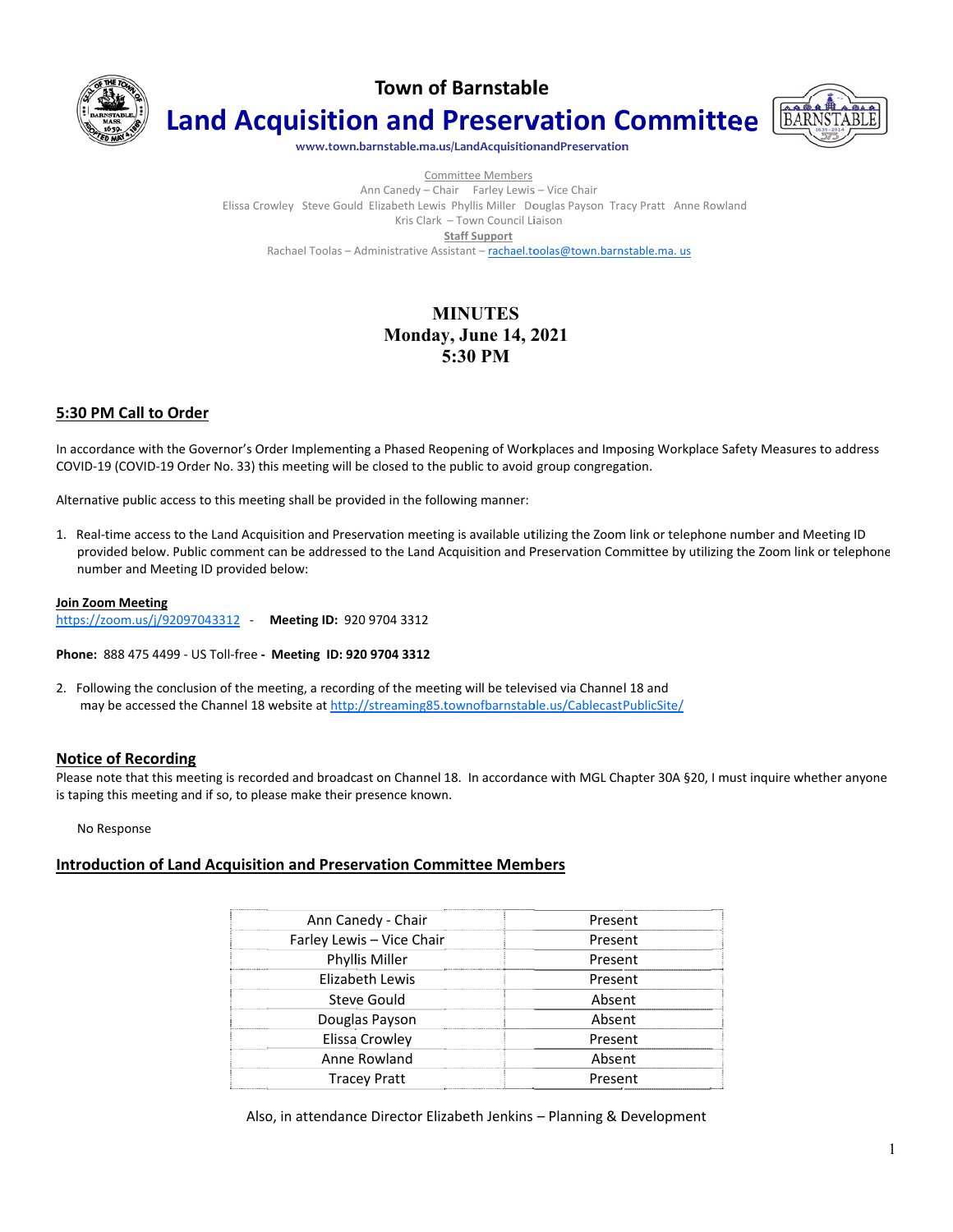# Town of Barnstable

# Land Acquisition and Preservation Committee

www.town.barnstable.ma.us/LandAcquisitionandPreservation

Committee Members
Ann Canedy – Chair Farley Lewis – Vice Chair
Elissa Crowley Steve Gould Elizabeth Lewis Phyllis Miller Douglas Payson Tracy Pratt Anne Rowland
Kris Clark – Town Council Liaison
**Staff Support**
Rachael Toolas – Administrative Assistant – rachael.toolas@town.barnstable.ma. us

## MINUTES
## Monday, June 14, 2021
## 5:30 PM

## 5:30 PM Call to Order

In accordance with the Governor's Order Implementing a Phased Reopening of Workplaces and Imposing Workplace Safety Measures to address COVID-19 (COVID-19 Order No. 33) this meeting will be closed to the public to avoid group congregation.

Alternative public access to this meeting shall be provided in the following manner:

1. Real-time access to the Land Acquisition and Preservation meeting is available utilizing the Zoom link or telephone number and Meeting ID provided below. Public comment can be addressed to the Land Acquisition and Preservation Committee by utilizing the Zoom link or telephone number and Meeting ID provided below:

**Join Zoom Meeting**
https://zoom.us/j/92097043312 - **Meeting ID:** 920 9704 3312

**Phone:** 888 475 4499 - US Toll-free **- Meeting ID: 920 9704 3312**

2. Following the conclusion of the meeting, a recording of the meeting will be televised via Channel 18 and may be accessed the Channel 18 website at http://streaming85.townofbarnstable.us/CablecastPublicSite/

## Notice of Recording

Please note that this meeting is recorded and broadcast on Channel 18. In accordance with MGL Chapter 30A §20, I must inquire whether anyone is taping this meeting and if so, to please make their presence known.

No Response

## Introduction of Land Acquisition and Preservation Committee Members

| | |
|---|---|
| Ann Canedy - Chair | Present |
| Farley Lewis – Vice Chair | Present |
| Phyllis Miller | Present |
| Elizabeth Lewis | Present |
| Steve Gould | Absent |
| Douglas Payson | Absent |
| Elissa Crowley | Present |
| Anne Rowland | Absent |
| Tracey Pratt | Present |

Also, in attendance Director Elizabeth Jenkins – Planning & Development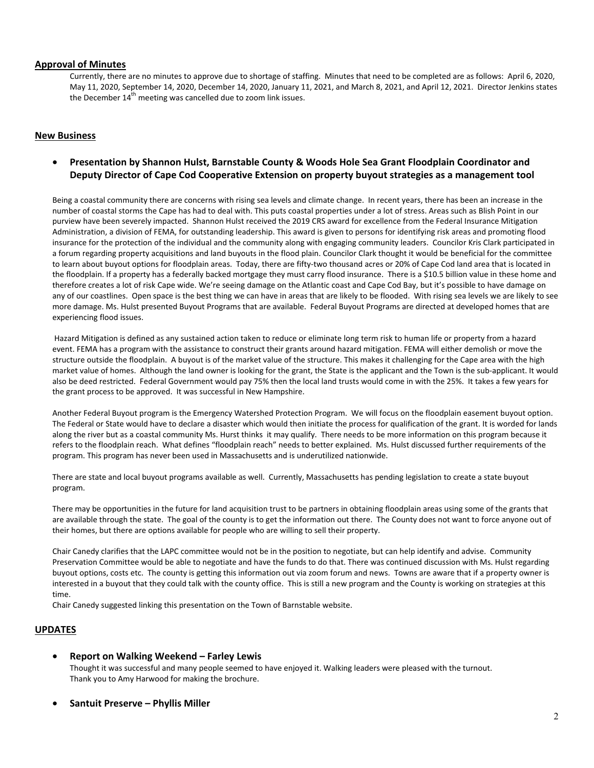## Approval of Minutes

Currently, there are no minutes to approve due to shortage of staffing. Minutes that need to be completed are as follows: April 6, 2020, May 11, 2020, September 14, 2020, December 14, 2020, January 11, 2021, and March 8, 2021, and April 12, 2021. Director Jenkins states the December 14th meeting was cancelled due to zoom link issues.

## New Business

- **Presentation by Shannon Hulst, Barnstable County & Woods Hole Sea Grant Floodplain Coordinator and Deputy Director of Cape Cod Cooperative Extension on property buyout strategies as a management tool**

Being a coastal community there are concerns with rising sea levels and climate change. In recent years, there has been an increase in the number of coastal storms the Cape has had to deal with. This puts coastal properties under a lot of stress. Areas such as Blish Point in our purview have been severely impacted. Shannon Hulst received the 2019 CRS award for excellence from the Federal Insurance Mitigation Administration, a division of FEMA, for outstanding leadership. This award is given to persons for identifying risk areas and promoting flood insurance for the protection of the individual and the community along with engaging community leaders. Councilor Kris Clark participated in a forum regarding property acquisitions and land buyouts in the flood plain. Councilor Clark thought it would be beneficial for the committee to learn about buyout options for floodplain areas. Today, there are fifty-two thousand acres or 20% of Cape Cod land area that is located in the floodplain. If a property has a federally backed mortgage they must carry flood insurance. There is a $10.5 billion value in these home and therefore creates a lot of risk Cape wide. We're seeing damage on the Atlantic coast and Cape Cod Bay, but it's possible to have damage on any of our coastlines. Open space is the best thing we can have in areas that are likely to be flooded. With rising sea levels we are likely to see more damage. Ms. Hulst presented Buyout Programs that are available. Federal Buyout Programs are directed at developed homes that are experiencing flood issues.

Hazard Mitigation is defined as any sustained action taken to reduce or eliminate long term risk to human life or property from a hazard event. FEMA has a program with the assistance to construct their grants around hazard mitigation. FEMA will either demolish or move the structure outside the floodplain. A buyout is of the market value of the structure. This makes it challenging for the Cape area with the high market value of homes. Although the land owner is looking for the grant, the State is the applicant and the Town is the sub-applicant. It would also be deed restricted. Federal Government would pay 75% then the local land trusts would come in with the 25%. It takes a few years for the grant process to be approved. It was successful in New Hampshire.

Another Federal Buyout program is the Emergency Watershed Protection Program. We will focus on the floodplain easement buyout option. The Federal or State would have to declare a disaster which would then initiate the process for qualification of the grant. It is worded for lands along the river but as a coastal community Ms. Hurst thinks it may qualify. There needs to be more information on this program because it refers to the floodplain reach. What defines "floodplain reach" needs to better explained. Ms. Hulst discussed further requirements of the program. This program has never been used in Massachusetts and is underutilized nationwide.

There are state and local buyout programs available as well. Currently, Massachusetts has pending legislation to create a state buyout program.

There may be opportunities in the future for land acquisition trust to be partners in obtaining floodplain areas using some of the grants that are available through the state. The goal of the county is to get the information out there. The County does not want to force anyone out of their homes, but there are options available for people who are willing to sell their property.

Chair Canedy clarifies that the LAPC committee would not be in the position to negotiate, but can help identify and advise. Community Preservation Committee would be able to negotiate and have the funds to do that. There was continued discussion with Ms. Hulst regarding buyout options, costs etc. The county is getting this information out via zoom forum and news. Towns are aware that if a property owner is interested in a buyout that they could talk with the county office. This is still a new program and the County is working on strategies at this time.

Chair Canedy suggested linking this presentation on the Town of Barnstable website.

## UPDATES

- **Report on Walking Weekend – Farley Lewis**

  Thought it was successful and many people seemed to have enjoyed it. Walking leaders were pleased with the turnout. Thank you to Amy Harwood for making the brochure.

- **Santuit Preserve – Phyllis Miller**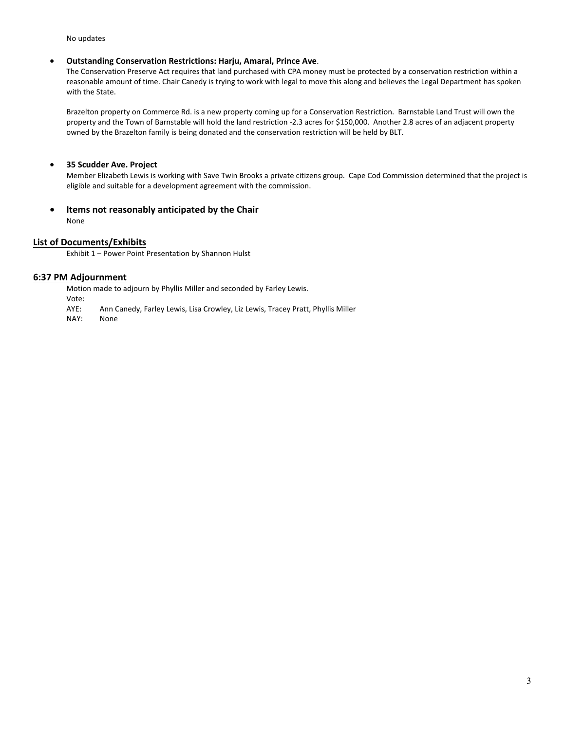No updates

- **Outstanding Conservation Restrictions: Harju, Amaral, Prince Ave**.
  The Conservation Preserve Act requires that land purchased with CPA money must be protected by a conservation restriction within a reasonable amount of time. Chair Canedy is trying to work with legal to move this along and believes the Legal Department has spoken with the State.

  Brazelton property on Commerce Rd. is a new property coming up for a Conservation Restriction. Barnstable Land Trust will own the property and the Town of Barnstable will hold the land restriction -2.3 acres for $150,000. Another 2.8 acres of an adjacent property owned by the Brazelton family is being donated and the conservation restriction will be held by BLT.

- **35 Scudder Ave. Project**
  Member Elizabeth Lewis is working with Save Twin Brooks a private citizens group. Cape Cod Commission determined that the project is eligible and suitable for a development agreement with the commission.

- **Items not reasonably anticipated by the Chair**
  None

## List of Documents/Exhibits

Exhibit 1 – Power Point Presentation by Shannon Hulst

## 6:37 PM Adjournment

Motion made to adjourn by Phyllis Miller and seconded by Farley Lewis.
Vote:
AYE: Ann Canedy, Farley Lewis, Lisa Crowley, Liz Lewis, Tracey Pratt, Phyllis Miller
NAY: None